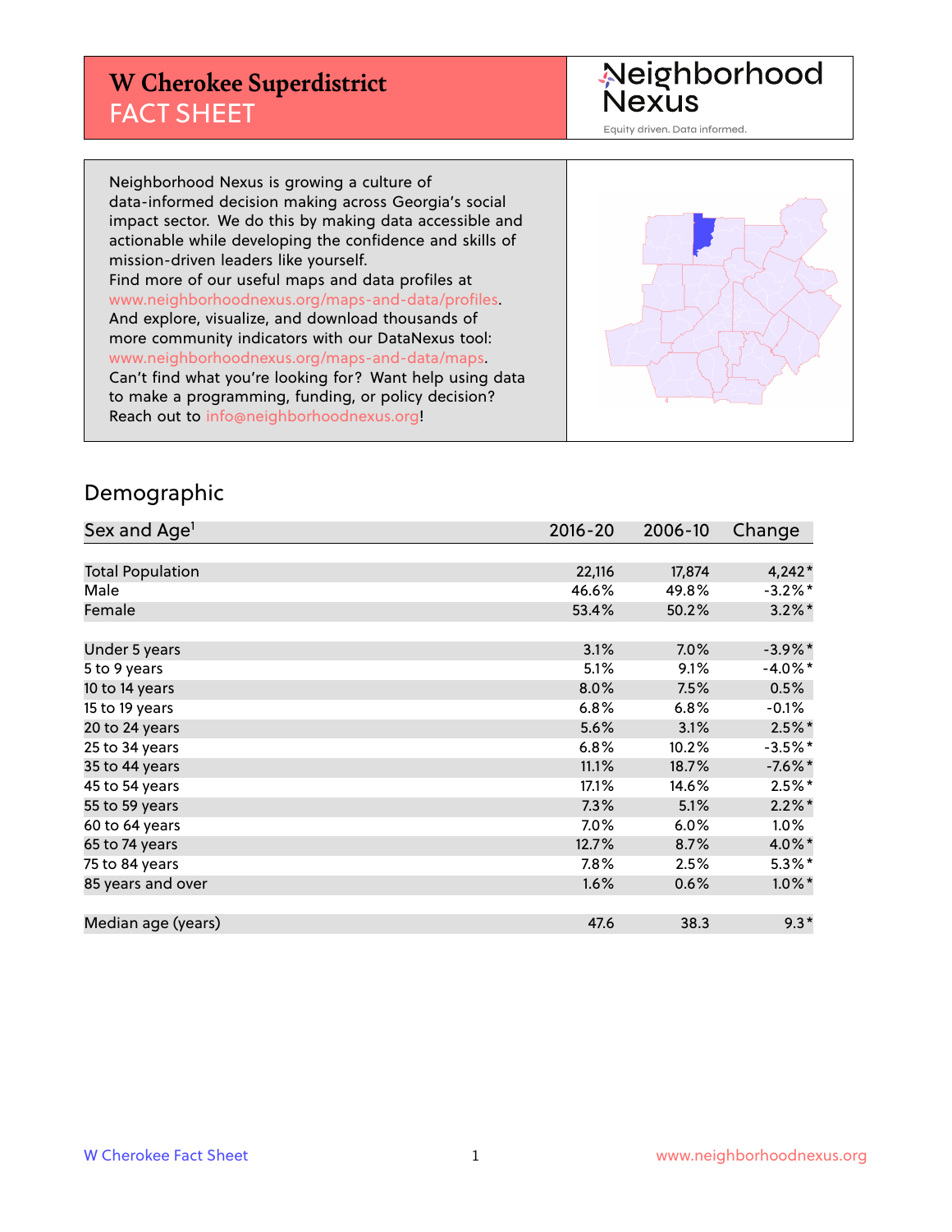# W Cherokee Superdistrict FACT SHEET

Neighborhood Nexus

Equity driven. Data informed.

Neighborhood Nexus is growing a culture of data-informed decision making across Georgia's social impact sector. We do this by making data accessible and actionable while developing the confidence and skills of mission-driven leaders like yourself.
Find more of our useful maps and data profiles at www.neighborhoodnexus.org/maps-and-data/profiles.
And explore, visualize, and download thousands of more community indicators with our DataNexus tool: www.neighborhoodnexus.org/maps-and-data/maps.
Can't find what you're looking for? Want help using data to make a programming, funding, or policy decision?
Reach out to info@neighborhoodnexus.org!

## Demographic

| Sex and Age[1] | 2016-20 | 2006-10 | Change |
|---|---|---|---|
| Total Population | 22,116 | 17,874 | 4,242* |
| Male | 46.6% | 49.8% | -3.2%* |
| Female | 53.4% | 50.2% | 3.2%* |
| | | | |
| Under 5 years | 3.1% | 7.0% | -3.9%* |
| 5 to 9 years | 5.1% | 9.1% | -4.0%* |
| 10 to 14 years | 8.0% | 7.5% | 0.5% |
| 15 to 19 years | 6.8% | 6.8% | -0.1% |
| 20 to 24 years | 5.6% | 3.1% | 2.5%* |
| 25 to 34 years | 6.8% | 10.2% | -3.5%* |
| 35 to 44 years | 11.1% | 18.7% | -7.6%* |
| 45 to 54 years | 17.1% | 14.6% | 2.5%* |
| 55 to 59 years | 7.3% | 5.1% | 2.2%* |
| 60 to 64 years | 7.0% | 6.0% | 1.0% |
| 65 to 74 years | 12.7% | 8.7% | 4.0%* |
| 75 to 84 years | 7.8% | 2.5% | 5.3%* |
| 85 years and over | 1.6% | 0.6% | 1.0%* |
| | | | |
| Median age (years) | 47.6 | 38.3 | 9.3* |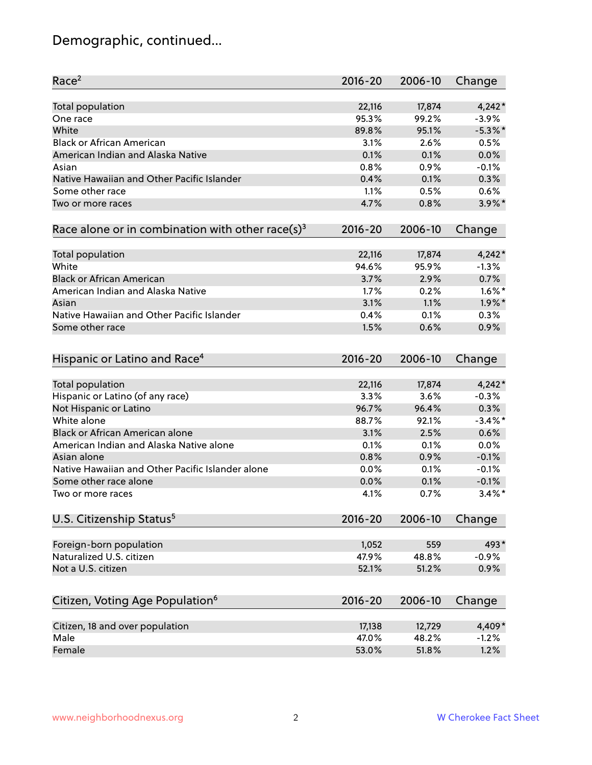# Demographic, continued...

| Race[2] | 2016-20 | 2006-10 | Change |
|---|---|---|---|
| Total population | 22,116 | 17,874 | 4,242* |
| One race | 95.3% | 99.2% | -3.9% |
| White | 89.8% | 95.1% | -5.3%* |
| Black or African American | 3.1% | 2.6% | 0.5% |
| American Indian and Alaska Native | 0.1% | 0.1% | 0.0% |
| Asian | 0.8% | 0.9% | -0.1% |
| Native Hawaiian and Other Pacific Islander | 0.4% | 0.1% | 0.3% |
| Some other race | 1.1% | 0.5% | 0.6% |
| Two or more races | 4.7% | 0.8% | 3.9%* |

| Race alone or in combination with other race(s)[3] | 2016-20 | 2006-10 | Change |
|---|---|---|---|
| Total population | 22,116 | 17,874 | 4,242* |
| White | 94.6% | 95.9% | -1.3% |
| Black or African American | 3.7% | 2.9% | 0.7% |
| American Indian and Alaska Native | 1.7% | 0.2% | 1.6%* |
| Asian | 3.1% | 1.1% | 1.9%* |
| Native Hawaiian and Other Pacific Islander | 0.4% | 0.1% | 0.3% |
| Some other race | 1.5% | 0.6% | 0.9% |

| Hispanic or Latino and Race[4] | 2016-20 | 2006-10 | Change |
|---|---|---|---|
| Total population | 22,116 | 17,874 | 4,242* |
| Hispanic or Latino (of any race) | 3.3% | 3.6% | -0.3% |
| Not Hispanic or Latino | 96.7% | 96.4% | 0.3% |
| White alone | 88.7% | 92.1% | -3.4%* |
| Black or African American alone | 3.1% | 2.5% | 0.6% |
| American Indian and Alaska Native alone | 0.1% | 0.1% | 0.0% |
| Asian alone | 0.8% | 0.9% | -0.1% |
| Native Hawaiian and Other Pacific Islander alone | 0.0% | 0.1% | -0.1% |
| Some other race alone | 0.0% | 0.1% | -0.1% |
| Two or more races | 4.1% | 0.7% | 3.4%* |

| U.S. Citizenship Status[5] | 2016-20 | 2006-10 | Change |
|---|---|---|---|
| Foreign-born population | 1,052 | 559 | 493* |
| Naturalized U.S. citizen | 47.9% | 48.8% | -0.9% |
| Not a U.S. citizen | 52.1% | 51.2% | 0.9% |

| Citizen, Voting Age Population[6] | 2016-20 | 2006-10 | Change |
|---|---|---|---|
| Citizen, 18 and over population | 17,138 | 12,729 | 4,409* |
| Male | 47.0% | 48.2% | -1.2% |
| Female | 53.0% | 51.8% | 1.2% |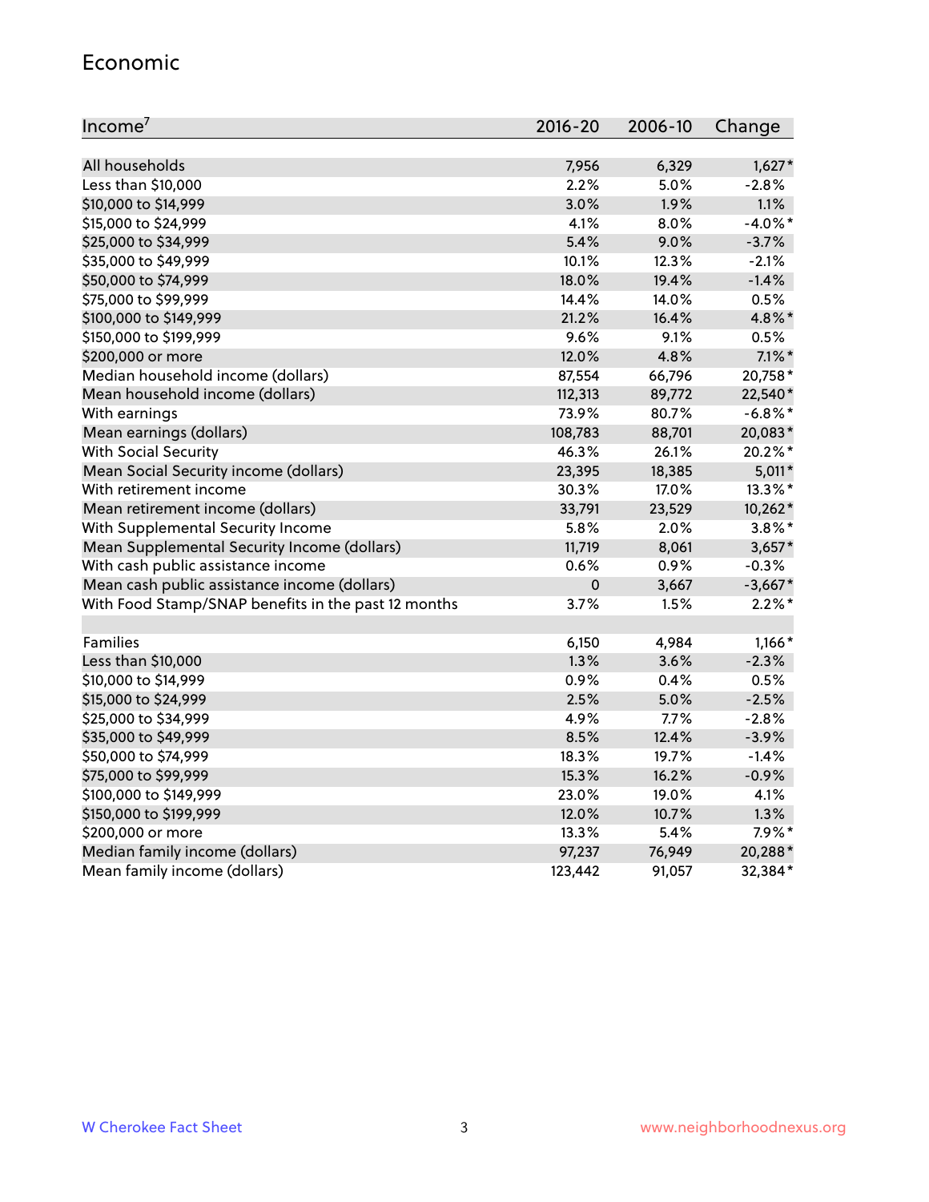## Economic

| Income[7] | 2016-20 | 2006-10 | Change |
|---|---|---|---|
| All households | 7,956 | 6,329 | 1,627* |
| Less than $10,000 | 2.2% | 5.0% | -2.8% |
| $10,000 to $14,999 | 3.0% | 1.9% | 1.1% |
| $15,000 to $24,999 | 4.1% | 8.0% | -4.0%* |
| $25,000 to $34,999 | 5.4% | 9.0% | -3.7% |
| $35,000 to $49,999 | 10.1% | 12.3% | -2.1% |
| $50,000 to $74,999 | 18.0% | 19.4% | -1.4% |
| $75,000 to $99,999 | 14.4% | 14.0% | 0.5% |
| $100,000 to $149,999 | 21.2% | 16.4% | 4.8%* |
| $150,000 to $199,999 | 9.6% | 9.1% | 0.5% |
| $200,000 or more | 12.0% | 4.8% | 7.1%* |
| Median household income (dollars) | 87,554 | 66,796 | 20,758* |
| Mean household income (dollars) | 112,313 | 89,772 | 22,540* |
| With earnings | 73.9% | 80.7% | -6.8%* |
| Mean earnings (dollars) | 108,783 | 88,701 | 20,083* |
| With Social Security | 46.3% | 26.1% | 20.2%* |
| Mean Social Security income (dollars) | 23,395 | 18,385 | 5,011* |
| With retirement income | 30.3% | 17.0% | 13.3%* |
| Mean retirement income (dollars) | 33,791 | 23,529 | 10,262* |
| With Supplemental Security Income | 5.8% | 2.0% | 3.8%* |
| Mean Supplemental Security Income (dollars) | 11,719 | 8,061 | 3,657* |
| With cash public assistance income | 0.6% | 0.9% | -0.3% |
| Mean cash public assistance income (dollars) | 0 | 3,667 | -3,667* |
| With Food Stamp/SNAP benefits in the past 12 months | 3.7% | 1.5% | 2.2%* |
| | | | |
| Families | 6,150 | 4,984 | 1,166* |
| Less than $10,000 | 1.3% | 3.6% | -2.3% |
| $10,000 to $14,999 | 0.9% | 0.4% | 0.5% |
| $15,000 to $24,999 | 2.5% | 5.0% | -2.5% |
| $25,000 to $34,999 | 4.9% | 7.7% | -2.8% |
| $35,000 to $49,999 | 8.5% | 12.4% | -3.9% |
| $50,000 to $74,999 | 18.3% | 19.7% | -1.4% |
| $75,000 to $99,999 | 15.3% | 16.2% | -0.9% |
| $100,000 to $149,999 | 23.0% | 19.0% | 4.1% |
| $150,000 to $199,999 | 12.0% | 10.7% | 1.3% |
| $200,000 or more | 13.3% | 5.4% | 7.9%* |
| Median family income (dollars) | 97,237 | 76,949 | 20,288* |
| Mean family income (dollars) | 123,442 | 91,057 | 32,384* |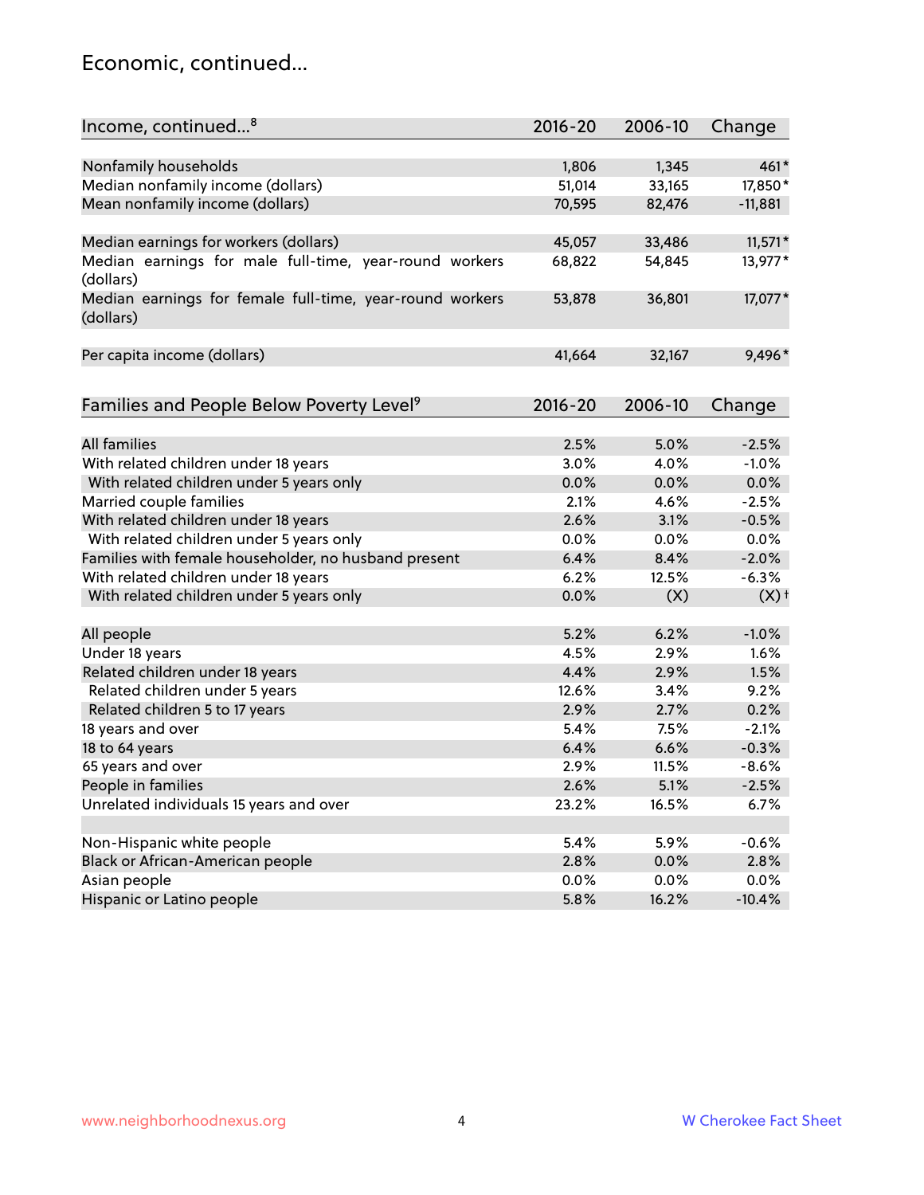## Economic, continued...

| Income, continued...[8] | 2016-20 | 2006-10 | Change |
|---|---|---|---|
| Nonfamily households | 1,806 | 1,345 | 461* |
| Median nonfamily income (dollars) | 51,014 | 33,165 | 17,850* |
| Mean nonfamily income (dollars) | 70,595 | 82,476 | -11,881 |
| Median earnings for workers (dollars) | 45,057 | 33,486 | 11,571* |
| Median earnings for male full-time, year-round workers (dollars) | 68,822 | 54,845 | 13,977* |
| Median earnings for female full-time, year-round workers (dollars) | 53,878 | 36,801 | 17,077* |
| Per capita income (dollars) | 41,664 | 32,167 | 9,496* |

| Families and People Below Poverty Level[9] | 2016-20 | 2006-10 | Change |
|---|---|---|---|
| All families | 2.5% | 5.0% | -2.5% |
| With related children under 18 years | 3.0% | 4.0% | -1.0% |
| With related children under 5 years only | 0.0% | 0.0% | 0.0% |
| Married couple families | 2.1% | 4.6% | -2.5% |
| With related children under 18 years | 2.6% | 3.1% | -0.5% |
| With related children under 5 years only | 0.0% | 0.0% | 0.0% |
| Families with female householder, no husband present | 6.4% | 8.4% | -2.0% |
| With related children under 18 years | 6.2% | 12.5% | -6.3% |
| With related children under 5 years only | 0.0% | (X) | (X)† |
| All people | 5.2% | 6.2% | -1.0% |
| Under 18 years | 4.5% | 2.9% | 1.6% |
| Related children under 18 years | 4.4% | 2.9% | 1.5% |
| Related children under 5 years | 12.6% | 3.4% | 9.2% |
| Related children 5 to 17 years | 2.9% | 2.7% | 0.2% |
| 18 years and over | 5.4% | 7.5% | -2.1% |
| 18 to 64 years | 6.4% | 6.6% | -0.3% |
| 65 years and over | 2.9% | 11.5% | -8.6% |
| People in families | 2.6% | 5.1% | -2.5% |
| Unrelated individuals 15 years and over | 23.2% | 16.5% | 6.7% |
| Non-Hispanic white people | 5.4% | 5.9% | -0.6% |
| Black or African-American people | 2.8% | 0.0% | 2.8% |
| Asian people | 0.0% | 0.0% | 0.0% |
| Hispanic or Latino people | 5.8% | 16.2% | -10.4% |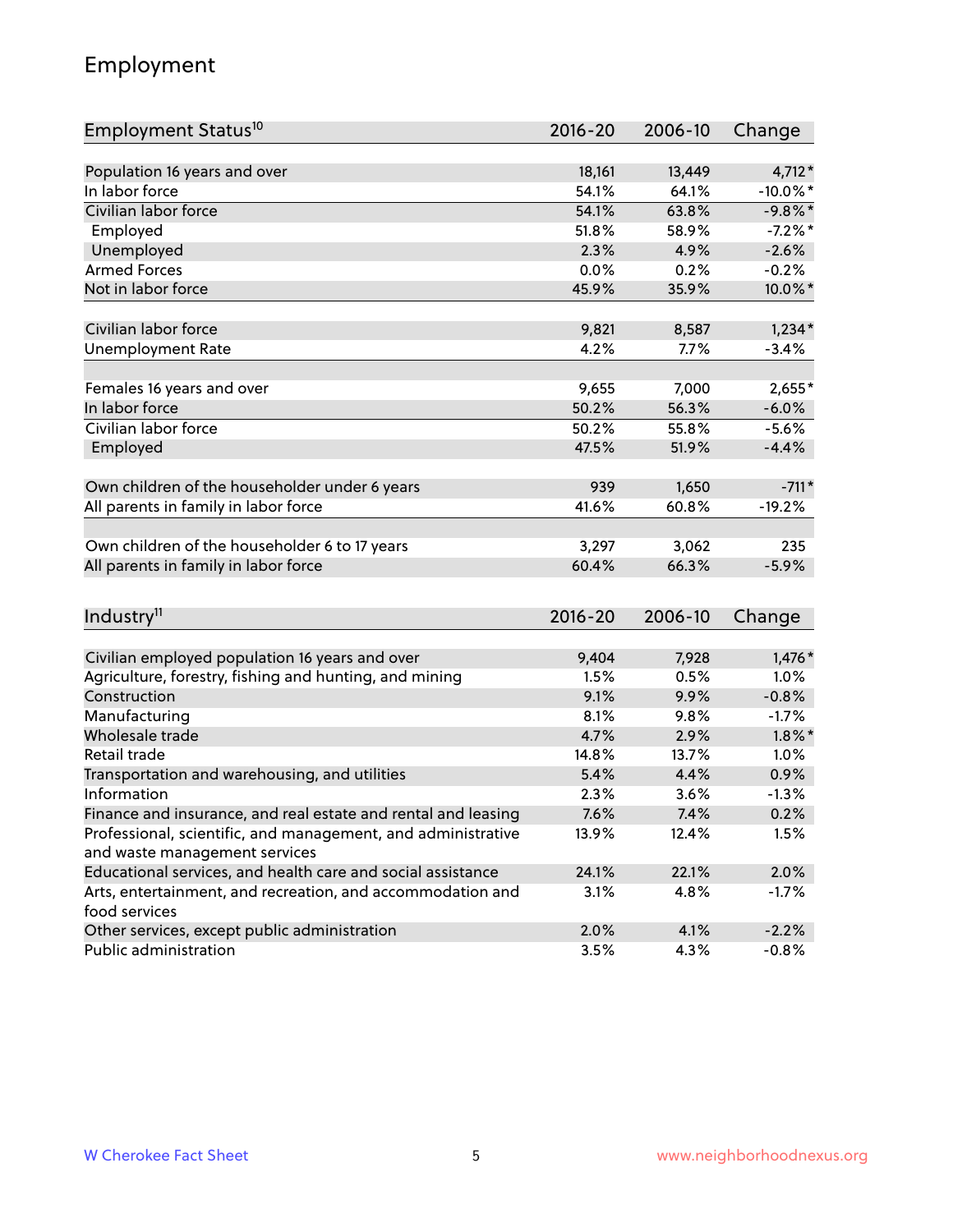## Employment

| Employment Status[10] | 2016-20 | 2006-10 | Change |
|---|---|---|---|
| Population 16 years and over | 18,161 | 13,449 | 4,712* |
| In labor force | 54.1% | 64.1% | -10.0%* |
| Civilian labor force | 54.1% | 63.8% | -9.8%* |
| Employed | 51.8% | 58.9% | -7.2%* |
| Unemployed | 2.3% | 4.9% | -2.6% |
| Armed Forces | 0.0% | 0.2% | -0.2% |
| Not in labor force | 45.9% | 35.9% | 10.0%* |
| | | | |
| Civilian labor force | 9,821 | 8,587 | 1,234* |
| Unemployment Rate | 4.2% | 7.7% | -3.4% |
| | | | |
| Females 16 years and over | 9,655 | 7,000 | 2,655* |
| In labor force | 50.2% | 56.3% | -6.0% |
| Civilian labor force | 50.2% | 55.8% | -5.6% |
| Employed | 47.5% | 51.9% | -4.4% |
| | | | |
| Own children of the householder under 6 years | 939 | 1,650 | -711* |
| All parents in family in labor force | 41.6% | 60.8% | -19.2% |
| | | | |
| Own children of the householder 6 to 17 years | 3,297 | 3,062 | 235 |
| All parents in family in labor force | 60.4% | 66.3% | -5.9% |

| Industry[11] | 2016-20 | 2006-10 | Change |
|---|---|---|---|
| Civilian employed population 16 years and over | 9,404 | 7,928 | 1,476* |
| Agriculture, forestry, fishing and hunting, and mining | 1.5% | 0.5% | 1.0% |
| Construction | 9.1% | 9.9% | -0.8% |
| Manufacturing | 8.1% | 9.8% | -1.7% |
| Wholesale trade | 4.7% | 2.9% | 1.8%* |
| Retail trade | 14.8% | 13.7% | 1.0% |
| Transportation and warehousing, and utilities | 5.4% | 4.4% | 0.9% |
| Information | 2.3% | 3.6% | -1.3% |
| Finance and insurance, and real estate and rental and leasing | 7.6% | 7.4% | 0.2% |
| Professional, scientific, and management, and administrative and waste management services | 13.9% | 12.4% | 1.5% |
| Educational services, and health care and social assistance | 24.1% | 22.1% | 2.0% |
| Arts, entertainment, and recreation, and accommodation and food services | 3.1% | 4.8% | -1.7% |
| Other services, except public administration | 2.0% | 4.1% | -2.2% |
| Public administration | 3.5% | 4.3% | -0.8% |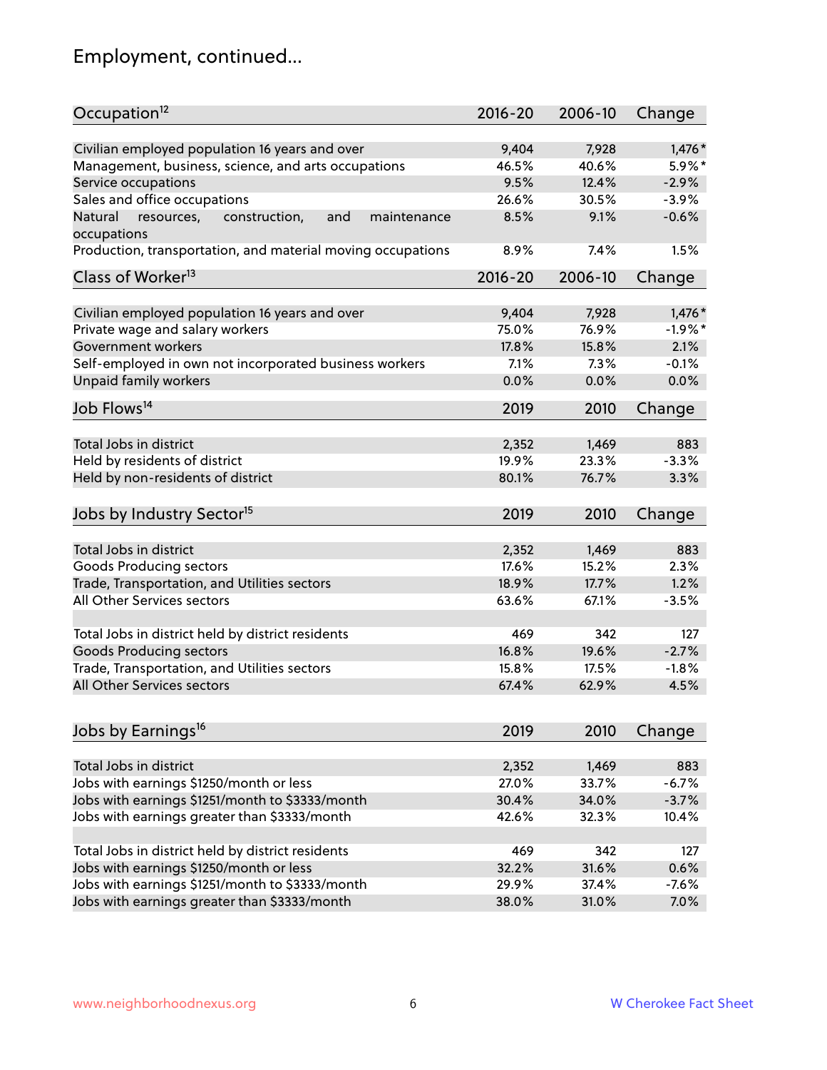# Employment, continued...

| Occupation[12] | 2016-20 | 2006-10 | Change |
|---|---|---|---|
| Civilian employed population 16 years and over | 9,404 | 7,928 | 1,476* |
| Management, business, science, and arts occupations | 46.5% | 40.6% | 5.9%* |
| Service occupations | 9.5% | 12.4% | -2.9% |
| Sales and office occupations | 26.6% | 30.5% | -3.9% |
| Natural resources, construction, and maintenance occupations | 8.5% | 9.1% | -0.6% |
| Production, transportation, and material moving occupations | 8.9% | 7.4% | 1.5% |

| Class of Worker[13] | 2016-20 | 2006-10 | Change |
|---|---|---|---|
| Civilian employed population 16 years and over | 9,404 | 7,928 | 1,476* |
| Private wage and salary workers | 75.0% | 76.9% | -1.9%* |
| Government workers | 17.8% | 15.8% | 2.1% |
| Self-employed in own not incorporated business workers | 7.1% | 7.3% | -0.1% |
| Unpaid family workers | 0.0% | 0.0% | 0.0% |

| Job Flows[14] | 2019 | 2010 | Change |
|---|---|---|---|
| Total Jobs in district | 2,352 | 1,469 | 883 |
| Held by residents of district | 19.9% | 23.3% | -3.3% |
| Held by non-residents of district | 80.1% | 76.7% | 3.3% |

| Jobs by Industry Sector[15] | 2019 | 2010 | Change |
|---|---|---|---|
| Total Jobs in district | 2,352 | 1,469 | 883 |
| Goods Producing sectors | 17.6% | 15.2% | 2.3% |
| Trade, Transportation, and Utilities sectors | 18.9% | 17.7% | 1.2% |
| All Other Services sectors | 63.6% | 67.1% | -3.5% |
| | | | |
| Total Jobs in district held by district residents | 469 | 342 | 127 |
| Goods Producing sectors | 16.8% | 19.6% | -2.7% |
| Trade, Transportation, and Utilities sectors | 15.8% | 17.5% | -1.8% |
| All Other Services sectors | 67.4% | 62.9% | 4.5% |

| Jobs by Earnings[16] | 2019 | 2010 | Change |
|---|---|---|---|
| Total Jobs in district | 2,352 | 1,469 | 883 |
| Jobs with earnings $1250/month or less | 27.0% | 33.7% | -6.7% |
| Jobs with earnings $1251/month to $3333/month | 30.4% | 34.0% | -3.7% |
| Jobs with earnings greater than $3333/month | 42.6% | 32.3% | 10.4% |
| | | | |
| Total Jobs in district held by district residents | 469 | 342 | 127 |
| Jobs with earnings $1250/month or less | 32.2% | 31.6% | 0.6% |
| Jobs with earnings $1251/month to $3333/month | 29.9% | 37.4% | -7.6% |
| Jobs with earnings greater than $3333/month | 38.0% | 31.0% | 7.0% |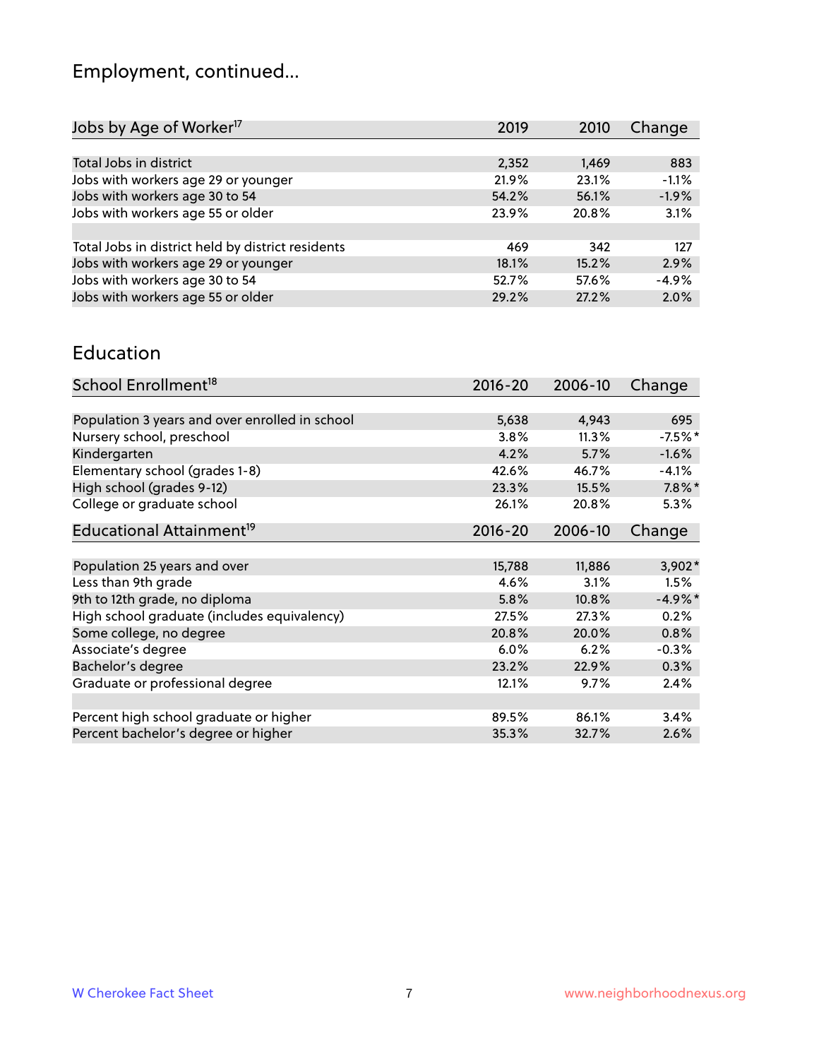# Employment, continued...

| Jobs by Age of Worker[17] | 2019 | 2010 | Change |
|---|---|---|---|
| Total Jobs in district | 2,352 | 1,469 | 883 |
| Jobs with workers age 29 or younger | 21.9% | 23.1% | -1.1% |
| Jobs with workers age 30 to 54 | 54.2% | 56.1% | -1.9% |
| Jobs with workers age 55 or older | 23.9% | 20.8% | 3.1% |
| | | | |
| Total Jobs in district held by district residents | 469 | 342 | 127 |
| Jobs with workers age 29 or younger | 18.1% | 15.2% | 2.9% |
| Jobs with workers age 30 to 54 | 52.7% | 57.6% | -4.9% |
| Jobs with workers age 55 or older | 29.2% | 27.2% | 2.0% |

## Education

| School Enrollment[18] | 2016-20 | 2006-10 | Change |
|---|---|---|---|
| Population 3 years and over enrolled in school | 5,638 | 4,943 | 695 |
| Nursery school, preschool | 3.8% | 11.3% | -7.5%* |
| Kindergarten | 4.2% | 5.7% | -1.6% |
| Elementary school (grades 1-8) | 42.6% | 46.7% | -4.1% |
| High school (grades 9-12) | 23.3% | 15.5% | 7.8%* |
| College or graduate school | 26.1% | 20.8% | 5.3% |

| Educational Attainment[19] | 2016-20 | 2006-10 | Change |
|---|---|---|---|
| Population 25 years and over | 15,788 | 11,886 | 3,902* |
| Less than 9th grade | 4.6% | 3.1% | 1.5% |
| 9th to 12th grade, no diploma | 5.8% | 10.8% | -4.9%* |
| High school graduate (includes equivalency) | 27.5% | 27.3% | 0.2% |
| Some college, no degree | 20.8% | 20.0% | 0.8% |
| Associate's degree | 6.0% | 6.2% | -0.3% |
| Bachelor's degree | 23.2% | 22.9% | 0.3% |
| Graduate or professional degree | 12.1% | 9.7% | 2.4% |
| | | | |
| Percent high school graduate or higher | 89.5% | 86.1% | 3.4% |
| Percent bachelor's degree or higher | 35.3% | 32.7% | 2.6% |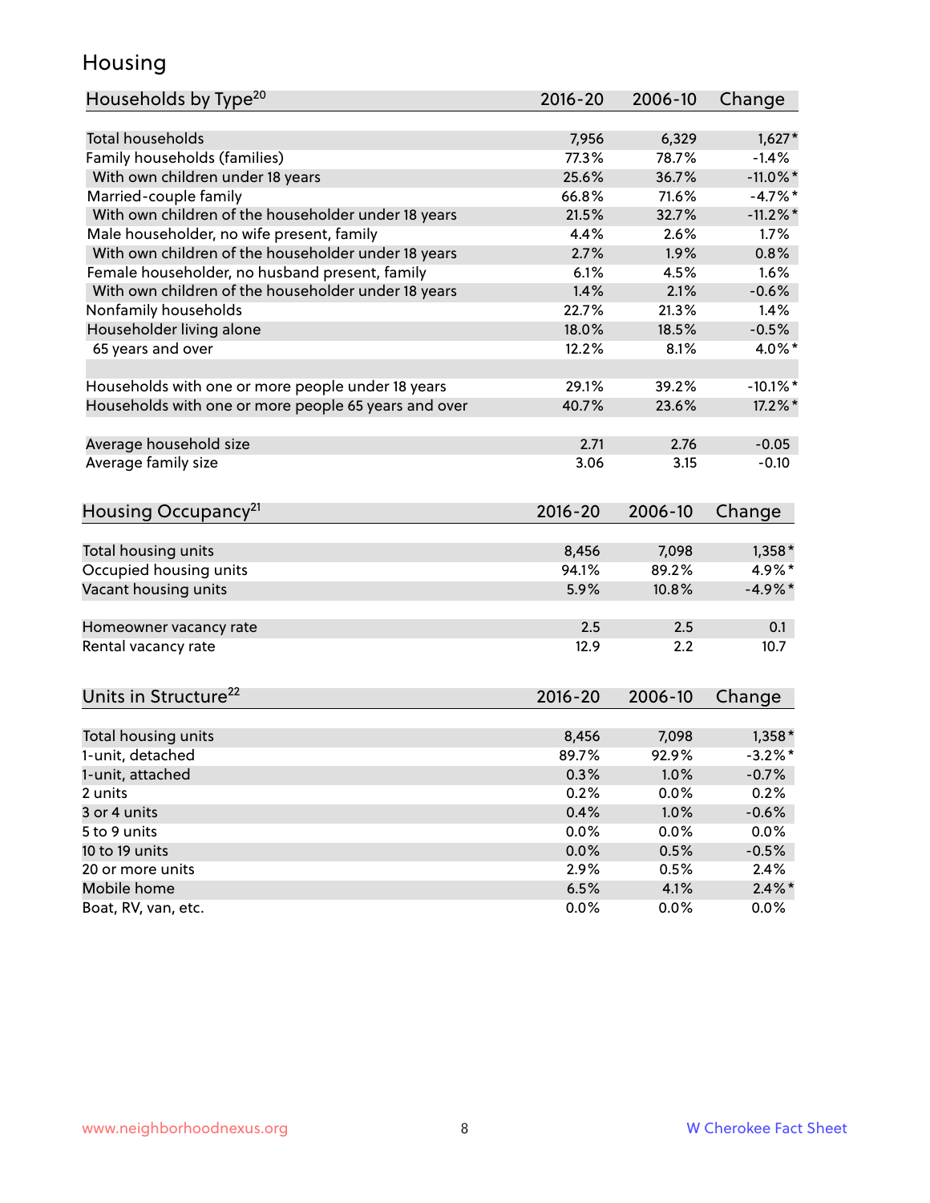## Housing

| Households by Type[20] | 2016-20 | 2006-10 | Change |
|---|---|---|---|
| Total households | 7,956 | 6,329 | 1,627* |
| Family households (families) | 77.3% | 78.7% | -1.4% |
| With own children under 18 years | 25.6% | 36.7% | -11.0%* |
| Married-couple family | 66.8% | 71.6% | -4.7%* |
| With own children of the householder under 18 years | 21.5% | 32.7% | -11.2%* |
| Male householder, no wife present, family | 4.4% | 2.6% | 1.7% |
| With own children of the householder under 18 years | 2.7% | 1.9% | 0.8% |
| Female householder, no husband present, family | 6.1% | 4.5% | 1.6% |
| With own children of the householder under 18 years | 1.4% | 2.1% | -0.6% |
| Nonfamily households | 22.7% | 21.3% | 1.4% |
| Householder living alone | 18.0% | 18.5% | -0.5% |
| 65 years and over | 12.2% | 8.1% | 4.0%* |
| | | | |
| Households with one or more people under 18 years | 29.1% | 39.2% | -10.1%* |
| Households with one or more people 65 years and over | 40.7% | 23.6% | 17.2%* |
| | | | |
| Average household size | 2.71 | 2.76 | -0.05 |
| Average family size | 3.06 | 3.15 | -0.10 |

| Housing Occupancy[21] | 2016-20 | 2006-10 | Change |
|---|---|---|---|
| Total housing units | 8,456 | 7,098 | 1,358* |
| Occupied housing units | 94.1% | 89.2% | 4.9%* |
| Vacant housing units | 5.9% | 10.8% | -4.9%* |
| | | | |
| Homeowner vacancy rate | 2.5 | 2.5 | 0.1 |
| Rental vacancy rate | 12.9 | 2.2 | 10.7 |

| Units in Structure[22] | 2016-20 | 2006-10 | Change |
|---|---|---|---|
| Total housing units | 8,456 | 7,098 | 1,358* |
| 1-unit, detached | 89.7% | 92.9% | -3.2%* |
| 1-unit, attached | 0.3% | 1.0% | -0.7% |
| 2 units | 0.2% | 0.0% | 0.2% |
| 3 or 4 units | 0.4% | 1.0% | -0.6% |
| 5 to 9 units | 0.0% | 0.0% | 0.0% |
| 10 to 19 units | 0.0% | 0.5% | -0.5% |
| 20 or more units | 2.9% | 0.5% | 2.4% |
| Mobile home | 6.5% | 4.1% | 2.4%* |
| Boat, RV, van, etc. | 0.0% | 0.0% | 0.0% |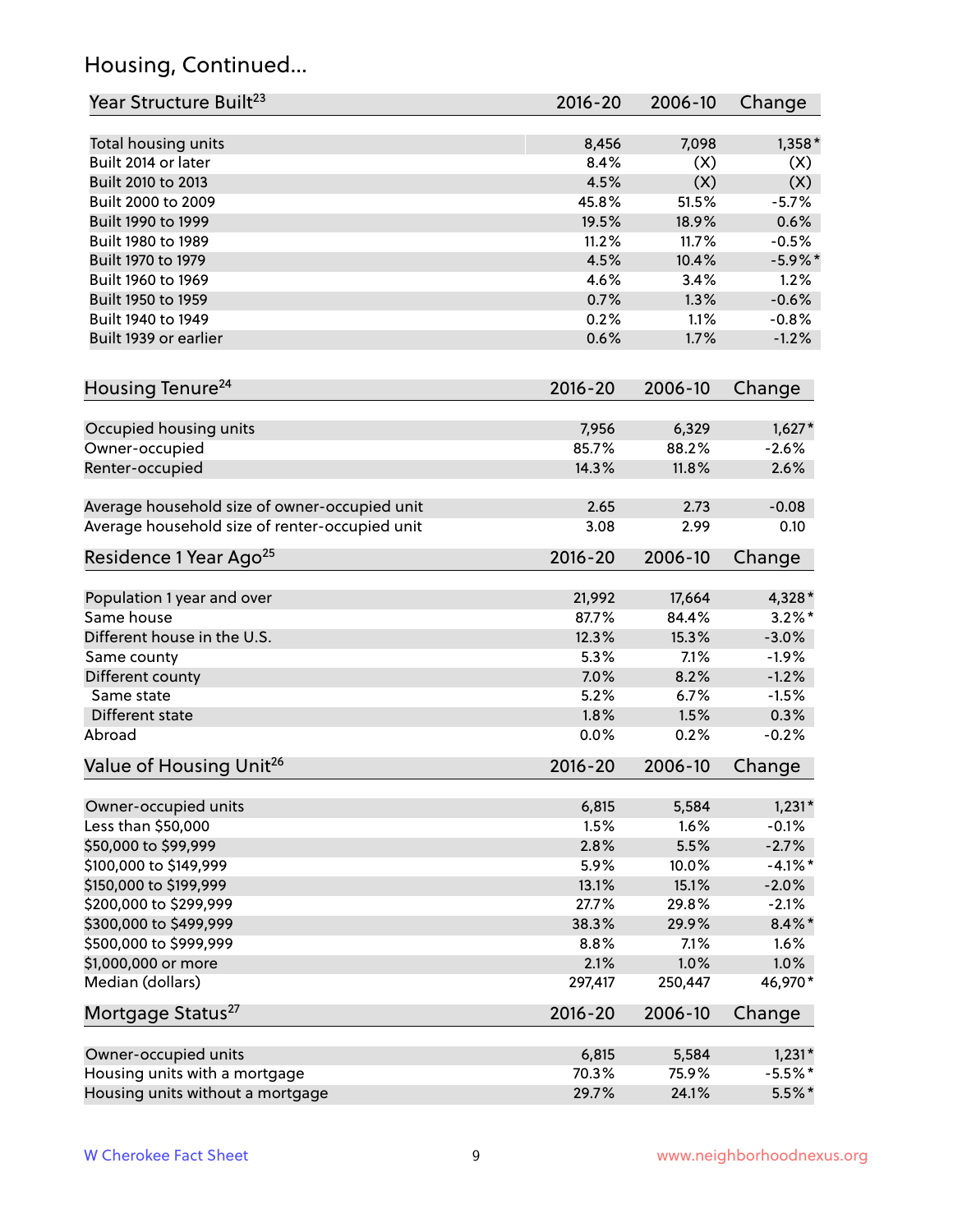## Housing, Continued...

| Year Structure Built[23] | 2016-20 | 2006-10 | Change |
|---|---|---|---|
| Total housing units | 8,456 | 7,098 | 1,358* |
| Built 2014 or later | 8.4% | (X) | (X) |
| Built 2010 to 2013 | 4.5% | (X) | (X) |
| Built 2000 to 2009 | 45.8% | 51.5% | -5.7% |
| Built 1990 to 1999 | 19.5% | 18.9% | 0.6% |
| Built 1980 to 1989 | 11.2% | 11.7% | -0.5% |
| Built 1970 to 1979 | 4.5% | 10.4% | -5.9%* |
| Built 1960 to 1969 | 4.6% | 3.4% | 1.2% |
| Built 1950 to 1959 | 0.7% | 1.3% | -0.6% |
| Built 1940 to 1949 | 0.2% | 1.1% | -0.8% |
| Built 1939 or earlier | 0.6% | 1.7% | -1.2% |

| Housing Tenure[24] | 2016-20 | 2006-10 | Change |
|---|---|---|---|
| Occupied housing units | 7,956 | 6,329 | 1,627* |
| Owner-occupied | 85.7% | 88.2% | -2.6% |
| Renter-occupied | 14.3% | 11.8% | 2.6% |
| Average household size of owner-occupied unit | 2.65 | 2.73 | -0.08 |
| Average household size of renter-occupied unit | 3.08 | 2.99 | 0.10 |

| Residence 1 Year Ago[25] | 2016-20 | 2006-10 | Change |
|---|---|---|---|
| Population 1 year and over | 21,992 | 17,664 | 4,328* |
| Same house | 87.7% | 84.4% | 3.2%* |
| Different house in the U.S. | 12.3% | 15.3% | -3.0% |
| Same county | 5.3% | 7.1% | -1.9% |
| Different county | 7.0% | 8.2% | -1.2% |
| Same state | 5.2% | 6.7% | -1.5% |
| Different state | 1.8% | 1.5% | 0.3% |
| Abroad | 0.0% | 0.2% | -0.2% |

| Value of Housing Unit[26] | 2016-20 | 2006-10 | Change |
|---|---|---|---|
| Owner-occupied units | 6,815 | 5,584 | 1,231* |
| Less than $50,000 | 1.5% | 1.6% | -0.1% |
| $50,000 to $99,999 | 2.8% | 5.5% | -2.7% |
| $100,000 to $149,999 | 5.9% | 10.0% | -4.1%* |
| $150,000 to $199,999 | 13.1% | 15.1% | -2.0% |
| $200,000 to $299,999 | 27.7% | 29.8% | -2.1% |
| $300,000 to $499,999 | 38.3% | 29.9% | 8.4%* |
| $500,000 to $999,999 | 8.8% | 7.1% | 1.6% |
| $1,000,000 or more | 2.1% | 1.0% | 1.0% |
| Median (dollars) | 297,417 | 250,447 | 46,970* |

| Mortgage Status[27] | 2016-20 | 2006-10 | Change |
|---|---|---|---|
| Owner-occupied units | 6,815 | 5,584 | 1,231* |
| Housing units with a mortgage | 70.3% | 75.9% | -5.5%* |
| Housing units without a mortgage | 29.7% | 24.1% | 5.5%* |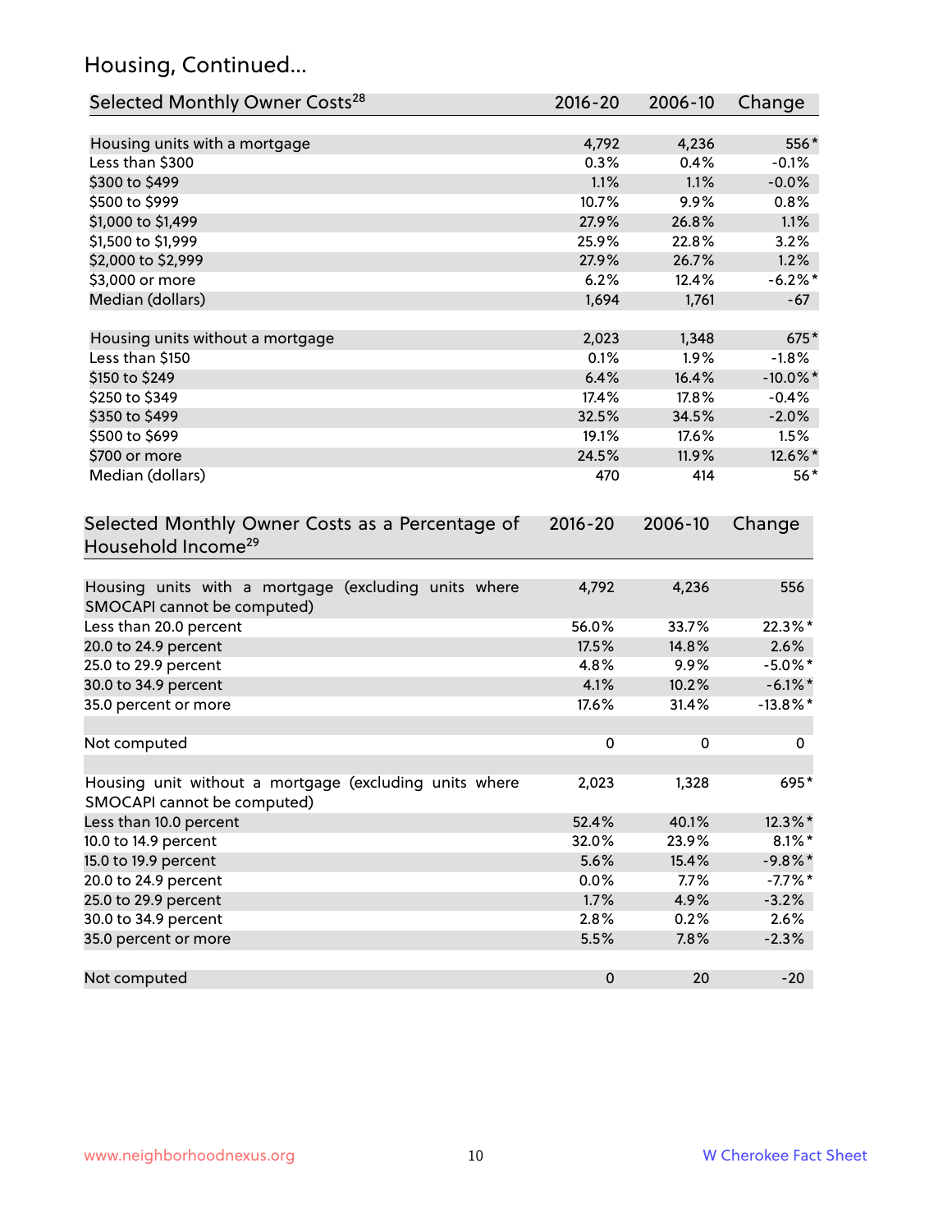## Housing, Continued...

| Selected Monthly Owner Costs[28] | 2016-20 | 2006-10 | Change |
|---|---|---|---|
| Housing units with a mortgage | 4,792 | 4,236 | 556* |
| Less than $300 | 0.3% | 0.4% | -0.1% |
| $300 to $499 | 1.1% | 1.1% | -0.0% |
| $500 to $999 | 10.7% | 9.9% | 0.8% |
| $1,000 to $1,499 | 27.9% | 26.8% | 1.1% |
| $1,500 to $1,999 | 25.9% | 22.8% | 3.2% |
| $2,000 to $2,999 | 27.9% | 26.7% | 1.2% |
| $3,000 or more | 6.2% | 12.4% | -6.2%* |
| Median (dollars) | 1,694 | 1,761 | -67 |
| Housing units without a mortgage | 2,023 | 1,348 | 675* |
| Less than $150 | 0.1% | 1.9% | -1.8% |
| $150 to $249 | 6.4% | 16.4% | -10.0%* |
| $250 to $349 | 17.4% | 17.8% | -0.4% |
| $350 to $499 | 32.5% | 34.5% | -2.0% |
| $500 to $699 | 19.1% | 17.6% | 1.5% |
| $700 or more | 24.5% | 11.9% | 12.6%* |
| Median (dollars) | 470 | 414 | 56* |

| Selected Monthly Owner Costs as a Percentage of Household Income[29] | 2016-20 | 2006-10 | Change |
|---|---|---|---|
| Housing units with a mortgage (excluding units where SMOCAPI cannot be computed) | 4,792 | 4,236 | 556 |
| Less than 20.0 percent | 56.0% | 33.7% | 22.3%* |
| 20.0 to 24.9 percent | 17.5% | 14.8% | 2.6% |
| 25.0 to 29.9 percent | 4.8% | 9.9% | -5.0%* |
| 30.0 to 34.9 percent | 4.1% | 10.2% | -6.1%* |
| 35.0 percent or more | 17.6% | 31.4% | -13.8%* |
| Not computed | 0 | 0 | 0 |
| Housing unit without a mortgage (excluding units where SMOCAPI cannot be computed) | 2,023 | 1,328 | 695* |
| Less than 10.0 percent | 52.4% | 40.1% | 12.3%* |
| 10.0 to 14.9 percent | 32.0% | 23.9% | 8.1%* |
| 15.0 to 19.9 percent | 5.6% | 15.4% | -9.8%* |
| 20.0 to 24.9 percent | 0.0% | 7.7% | -7.7%* |
| 25.0 to 29.9 percent | 1.7% | 4.9% | -3.2% |
| 30.0 to 34.9 percent | 2.8% | 0.2% | 2.6% |
| 35.0 percent or more | 5.5% | 7.8% | -2.3% |
| Not computed | 0 | 20 | -20 |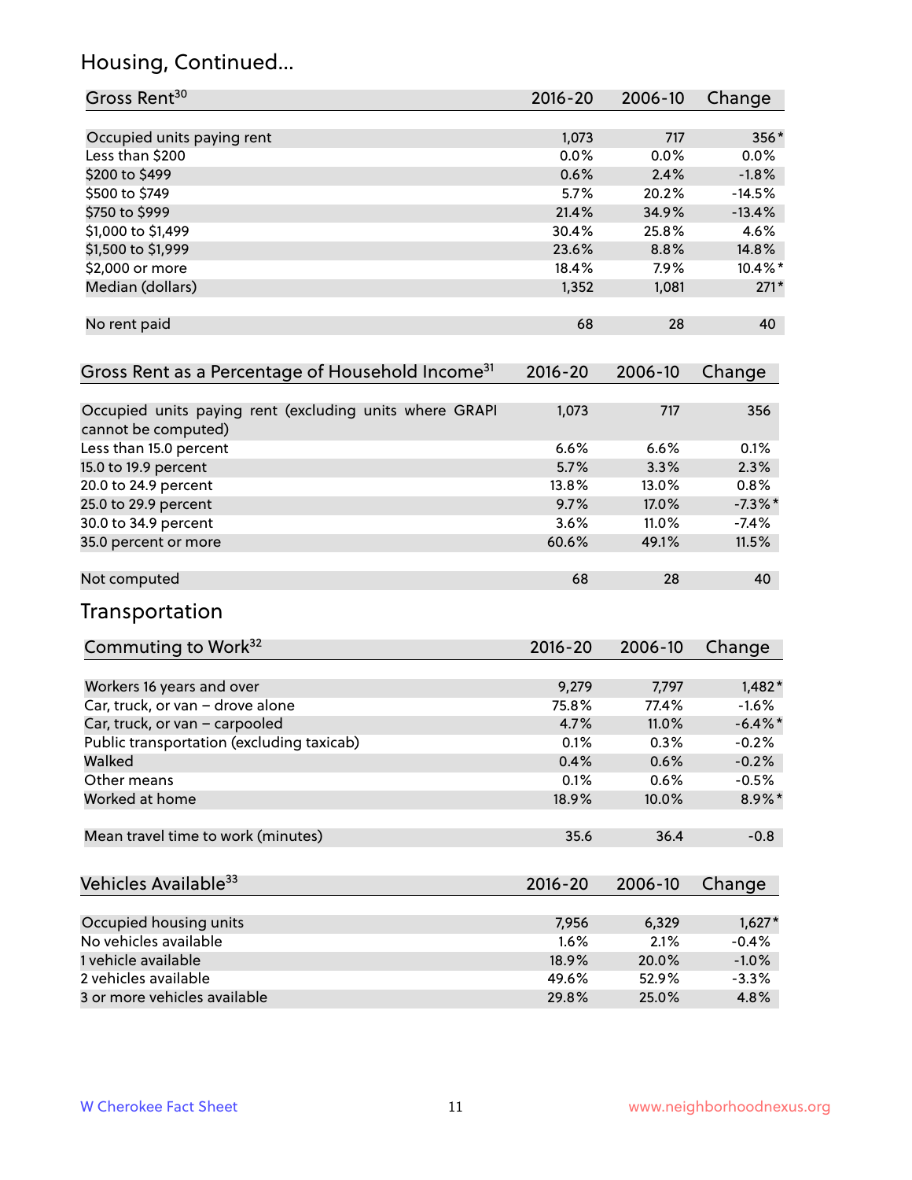## Housing, Continued...

| Gross Rent[30] | 2016-20 | 2006-10 | Change |
|---|---|---|---|
| Occupied units paying rent | 1,073 | 717 | 356* |
| Less than $200 | 0.0% | 0.0% | 0.0% |
| $200 to $499 | 0.6% | 2.4% | -1.8% |
| $500 to $749 | 5.7% | 20.2% | -14.5% |
| $750 to $999 | 21.4% | 34.9% | -13.4% |
| $1,000 to $1,499 | 30.4% | 25.8% | 4.6% |
| $1,500 to $1,999 | 23.6% | 8.8% | 14.8% |
| $2,000 or more | 18.4% | 7.9% | 10.4%* |
| Median (dollars) | 1,352 | 1,081 | 271* |
| No rent paid | 68 | 28 | 40 |

| Gross Rent as a Percentage of Household Income[31] | 2016-20 | 2006-10 | Change |
|---|---|---|---|
| Occupied units paying rent (excluding units where GRAPI cannot be computed) | 1,073 | 717 | 356 |
| Less than 15.0 percent | 6.6% | 6.6% | 0.1% |
| 15.0 to 19.9 percent | 5.7% | 3.3% | 2.3% |
| 20.0 to 24.9 percent | 13.8% | 13.0% | 0.8% |
| 25.0 to 29.9 percent | 9.7% | 17.0% | -7.3%* |
| 30.0 to 34.9 percent | 3.6% | 11.0% | -7.4% |
| 35.0 percent or more | 60.6% | 49.1% | 11.5% |
| Not computed | 68 | 28 | 40 |

## Transportation

| Commuting to Work[32] | 2016-20 | 2006-10 | Change |
|---|---|---|---|
| Workers 16 years and over | 9,279 | 7,797 | 1,482* |
| Car, truck, or van – drove alone | 75.8% | 77.4% | -1.6% |
| Car, truck, or van – carpooled | 4.7% | 11.0% | -6.4%* |
| Public transportation (excluding taxicab) | 0.1% | 0.3% | -0.2% |
| Walked | 0.4% | 0.6% | -0.2% |
| Other means | 0.1% | 0.6% | -0.5% |
| Worked at home | 18.9% | 10.0% | 8.9%* |
| Mean travel time to work (minutes) | 35.6 | 36.4 | -0.8 |

| Vehicles Available[33] | 2016-20 | 2006-10 | Change |
|---|---|---|---|
| Occupied housing units | 7,956 | 6,329 | 1,627* |
| No vehicles available | 1.6% | 2.1% | -0.4% |
| 1 vehicle available | 18.9% | 20.0% | -1.0% |
| 2 vehicles available | 49.6% | 52.9% | -3.3% |
| 3 or more vehicles available | 29.8% | 25.0% | 4.8% |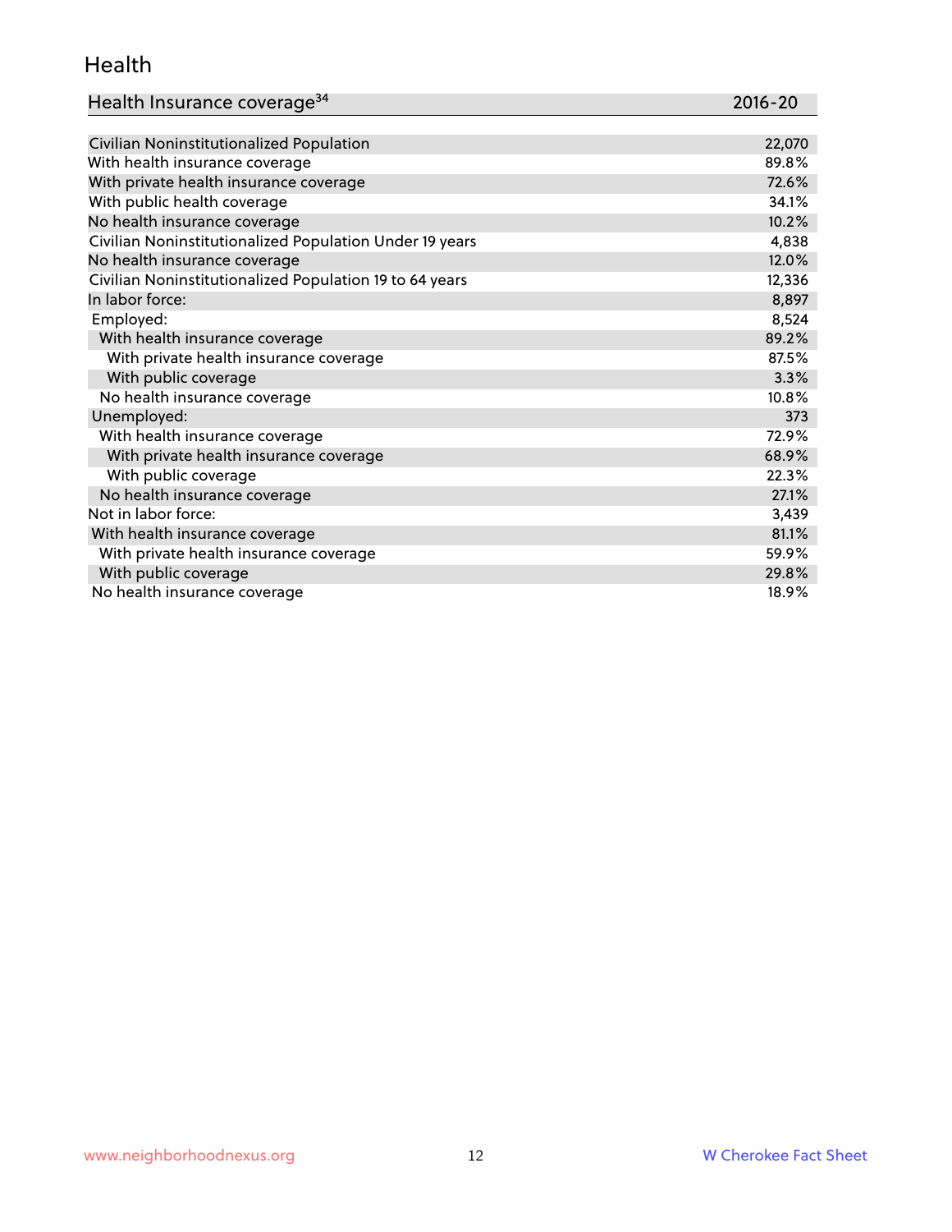## Health

| Health Insurance coverage[34] | 2016-20 |
|---|---|
| Civilian Noninstitutionalized Population | 22,070 |
| With health insurance coverage | 89.8% |
| With private health insurance coverage | 72.6% |
| With public health coverage | 34.1% |
| No health insurance coverage | 10.2% |
| Civilian Noninstitutionalized Population Under 19 years | 4,838 |
| No health insurance coverage | 12.0% |
| Civilian Noninstitutionalized Population 19 to 64 years | 12,336 |
| In labor force: | 8,897 |
| Employed: | 8,524 |
| With health insurance coverage | 89.2% |
| With private health insurance coverage | 87.5% |
| With public coverage | 3.3% |
| No health insurance coverage | 10.8% |
| Unemployed: | 373 |
| With health insurance coverage | 72.9% |
| With private health insurance coverage | 68.9% |
| With public coverage | 22.3% |
| No health insurance coverage | 27.1% |
| Not in labor force: | 3,439 |
| With health insurance coverage | 81.1% |
| With private health insurance coverage | 59.9% |
| With public coverage | 29.8% |
| No health insurance coverage | 18.9% |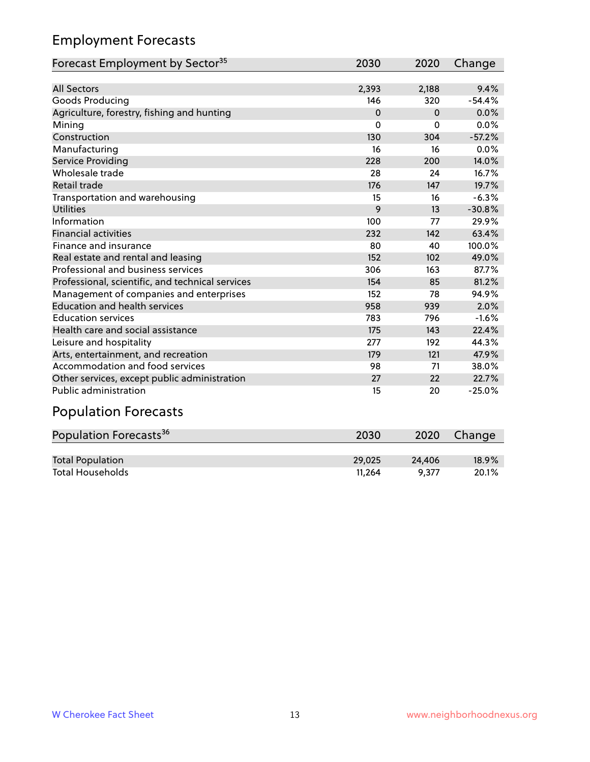## Employment Forecasts

| Forecast Employment by Sector[35] | 2030 | 2020 | Change |
|---|---|---|---|
| All Sectors | 2,393 | 2,188 | 9.4% |
| Goods Producing | 146 | 320 | -54.4% |
| Agriculture, forestry, fishing and hunting | 0 | 0 | 0.0% |
| Mining | 0 | 0 | 0.0% |
| Construction | 130 | 304 | -57.2% |
| Manufacturing | 16 | 16 | 0.0% |
| Service Providing | 228 | 200 | 14.0% |
| Wholesale trade | 28 | 24 | 16.7% |
| Retail trade | 176 | 147 | 19.7% |
| Transportation and warehousing | 15 | 16 | -6.3% |
| Utilities | 9 | 13 | -30.8% |
| Information | 100 | 77 | 29.9% |
| Financial activities | 232 | 142 | 63.4% |
| Finance and insurance | 80 | 40 | 100.0% |
| Real estate and rental and leasing | 152 | 102 | 49.0% |
| Professional and business services | 306 | 163 | 87.7% |
| Professional, scientific, and technical services | 154 | 85 | 81.2% |
| Management of companies and enterprises | 152 | 78 | 94.9% |
| Education and health services | 958 | 939 | 2.0% |
| Education services | 783 | 796 | -1.6% |
| Health care and social assistance | 175 | 143 | 22.4% |
| Leisure and hospitality | 277 | 192 | 44.3% |
| Arts, entertainment, and recreation | 179 | 121 | 47.9% |
| Accommodation and food services | 98 | 71 | 38.0% |
| Other services, except public administration | 27 | 22 | 22.7% |
| Public administration | 15 | 20 | -25.0% |

## Population Forecasts

| Population Forecasts[36] | 2030 | 2020 | Change |
|---|---|---|---|
| Total Population | 29,025 | 24,406 | 18.9% |
| Total Households | 11,264 | 9,377 | 20.1% |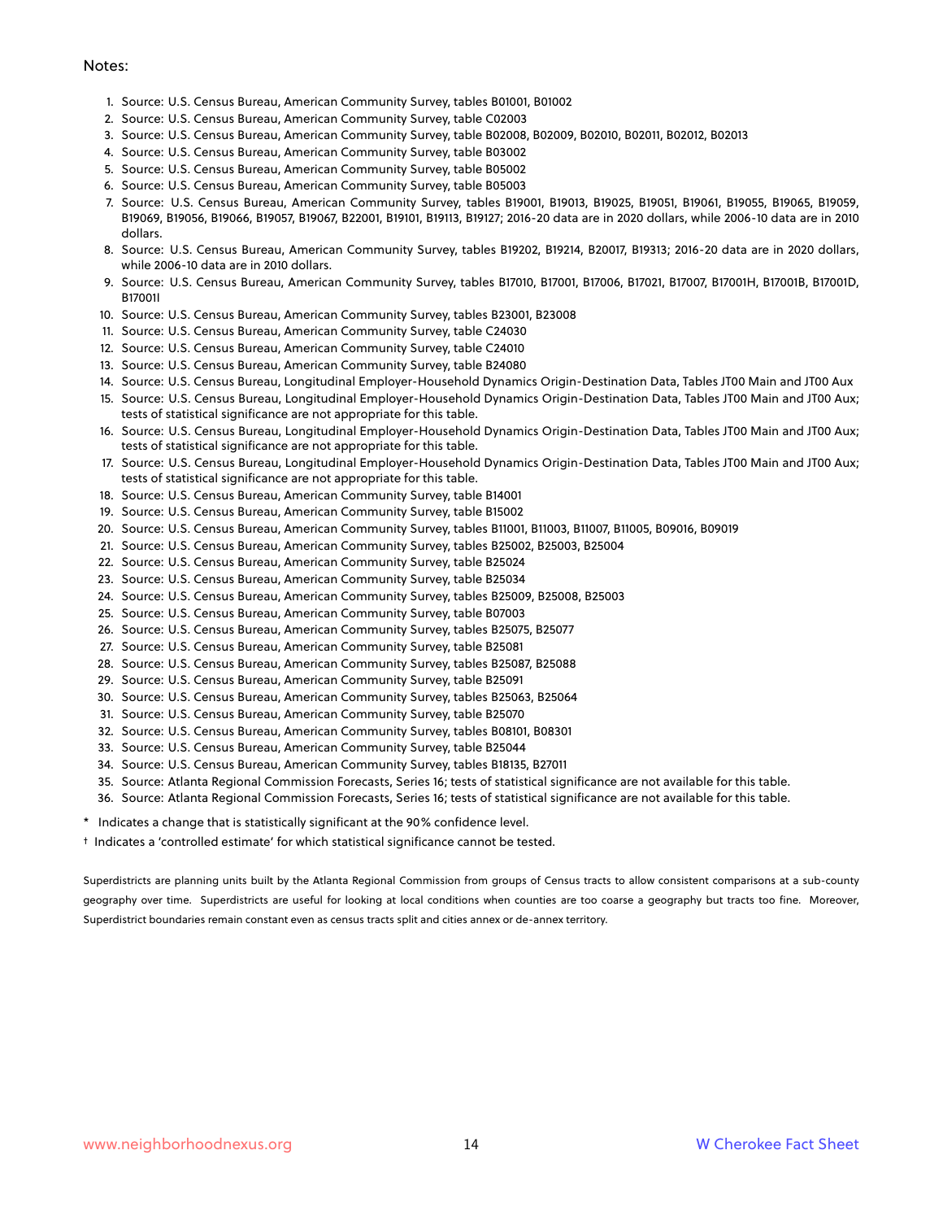Notes:

1. Source: U.S. Census Bureau, American Community Survey, tables B01001, B01002
2. Source: U.S. Census Bureau, American Community Survey, table C02003
3. Source: U.S. Census Bureau, American Community Survey, table B02008, B02009, B02010, B02011, B02012, B02013
4. Source: U.S. Census Bureau, American Community Survey, table B03002
5. Source: U.S. Census Bureau, American Community Survey, table B05002
6. Source: U.S. Census Bureau, American Community Survey, table B05003
7. Source: U.S. Census Bureau, American Community Survey, tables B19001, B19013, B19025, B19051, B19061, B19055, B19065, B19059, B19069, B19056, B19066, B19057, B19067, B22001, B19101, B19113, B19127; 2016-20 data are in 2020 dollars, while 2006-10 data are in 2010 dollars.
8. Source: U.S. Census Bureau, American Community Survey, tables B19202, B19214, B20017, B19313; 2016-20 data are in 2020 dollars, while 2006-10 data are in 2010 dollars.
9. Source: U.S. Census Bureau, American Community Survey, tables B17010, B17001, B17006, B17021, B17007, B17001H, B17001B, B17001D, B17001I
10. Source: U.S. Census Bureau, American Community Survey, tables B23001, B23008
11. Source: U.S. Census Bureau, American Community Survey, table C24030
12. Source: U.S. Census Bureau, American Community Survey, table C24010
13. Source: U.S. Census Bureau, American Community Survey, table B24080
14. Source: U.S. Census Bureau, Longitudinal Employer-Household Dynamics Origin-Destination Data, Tables JT00 Main and JT00 Aux
15. Source: U.S. Census Bureau, Longitudinal Employer-Household Dynamics Origin-Destination Data, Tables JT00 Main and JT00 Aux; tests of statistical significance are not appropriate for this table.
16. Source: U.S. Census Bureau, Longitudinal Employer-Household Dynamics Origin-Destination Data, Tables JT00 Main and JT00 Aux; tests of statistical significance are not appropriate for this table.
17. Source: U.S. Census Bureau, Longitudinal Employer-Household Dynamics Origin-Destination Data, Tables JT00 Main and JT00 Aux; tests of statistical significance are not appropriate for this table.
18. Source: U.S. Census Bureau, American Community Survey, table B14001
19. Source: U.S. Census Bureau, American Community Survey, table B15002
20. Source: U.S. Census Bureau, American Community Survey, tables B11001, B11003, B11007, B11005, B09016, B09019
21. Source: U.S. Census Bureau, American Community Survey, tables B25002, B25003, B25004
22. Source: U.S. Census Bureau, American Community Survey, table B25024
23. Source: U.S. Census Bureau, American Community Survey, table B25034
24. Source: U.S. Census Bureau, American Community Survey, tables B25009, B25008, B25003
25. Source: U.S. Census Bureau, American Community Survey, table B07003
26. Source: U.S. Census Bureau, American Community Survey, tables B25075, B25077
27. Source: U.S. Census Bureau, American Community Survey, table B25081
28. Source: U.S. Census Bureau, American Community Survey, tables B25087, B25088
29. Source: U.S. Census Bureau, American Community Survey, table B25091
30. Source: U.S. Census Bureau, American Community Survey, tables B25063, B25064
31. Source: U.S. Census Bureau, American Community Survey, table B25070
32. Source: U.S. Census Bureau, American Community Survey, tables B08101, B08301
33. Source: U.S. Census Bureau, American Community Survey, table B25044
34. Source: U.S. Census Bureau, American Community Survey, tables B18135, B27011
35. Source: Atlanta Regional Commission Forecasts, Series 16; tests of statistical significance are not available for this table.
36. Source: Atlanta Regional Commission Forecasts, Series 16; tests of statistical significance are not available for this table.

\* Indicates a change that is statistically significant at the 90% confidence level.

† Indicates a 'controlled estimate' for which statistical significance cannot be tested.

Superdistricts are planning units built by the Atlanta Regional Commission from groups of Census tracts to allow consistent comparisons at a sub-county geography over time. Superdistricts are useful for looking at local conditions when counties are too coarse a geography but tracts too fine. Moreover, Superdistrict boundaries remain constant even as census tracts split and cities annex or de-annex territory.